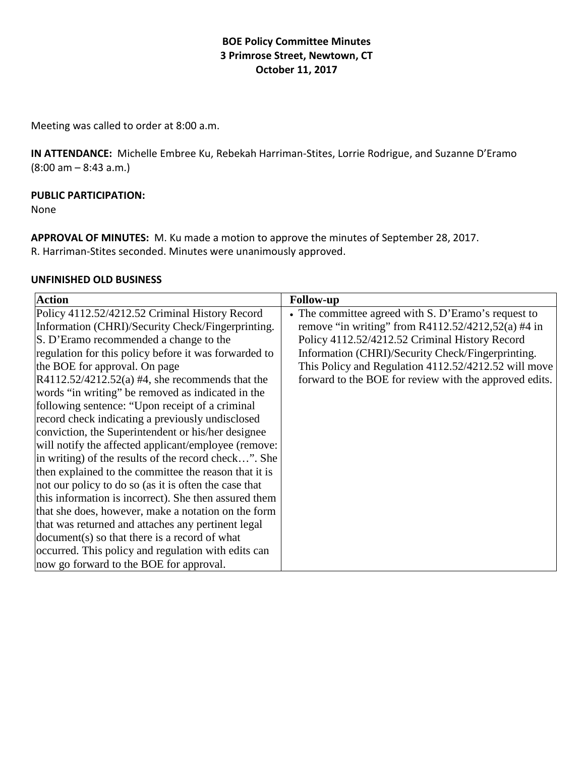# BOE Policy Committee Minutes
## 3 Primrose Street, Newtown, CT
## October 11, 2017

Meeting was called to order at 8:00 a.m.

**IN ATTENDANCE:** Michelle Embree Ku, Rebekah Harriman-Stites, Lorrie Rodrigue, and Suzanne D'Eramo (8:00 am – 8:43 a.m.)

**PUBLIC PARTICIPATION:**
None

**APPROVAL OF MINUTES:** M. Ku made a motion to approve the minutes of September 28, 2017. R. Harriman-Stites seconded. Minutes were unanimously approved.

**UNFINISHED OLD BUSINESS**

| Action | Follow-up |
|---|---|
| Policy 4112.52/4212.52 Criminal History Record Information (CHRI)/Security Check/Fingerprinting. S. D'Eramo recommended a change to the regulation for this policy before it was forwarded to the BOE for approval. On page R4112.52/4212.52(a) #4, she recommends that the words "in writing" be removed as indicated in the following sentence: "Upon receipt of a criminal record check indicating a previously undisclosed conviction, the Superintendent or his/her designee will notify the affected applicant/employee (remove: in writing) of the results of the record check…". She then explained to the committee the reason that it is not our policy to do so (as it is often the case that this information is incorrect). She then assured them that she does, however, make a notation on the form that was returned and attaches any pertinent legal document(s) so that there is a record of what occurred. This policy and regulation with edits can now go forward to the BOE for approval. | • The committee agreed with S. D'Eramo's request to remove "in writing" from R4112.52/4212,52(a) #4 in Policy 4112.52/4212.52 Criminal History Record Information (CHRI)/Security Check/Fingerprinting. This Policy and Regulation 4112.52/4212.52 will move forward to the BOE for review with the approved edits. |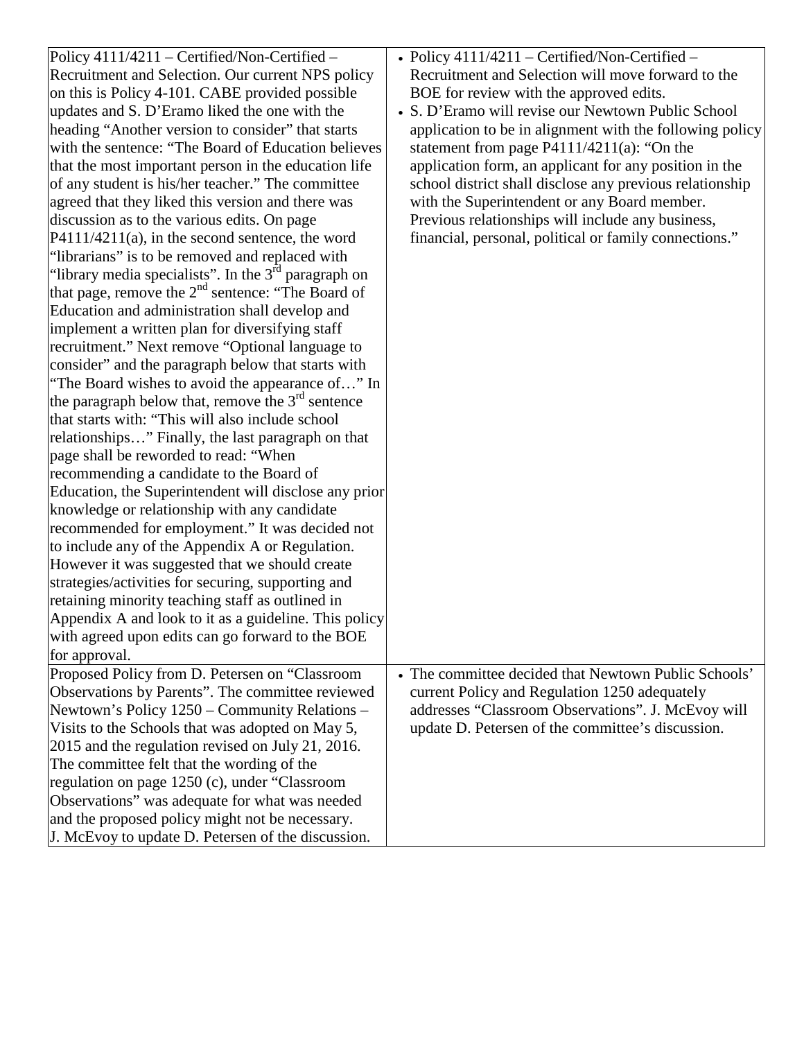| | |
|---|---|
| Policy 4111/4211 – Certified/Non-Certified – Recruitment and Selection. Our current NPS policy on this is Policy 4-101. CABE provided possible updates and S. D'Eramo liked the one with the heading "Another version to consider" that starts with the sentence: "The Board of Education believes that the most important person in the education life of any student is his/her teacher." The committee agreed that they liked this version and there was discussion as to the various edits. On page P4111/4211(a), in the second sentence, the word "librarians" is to be removed and replaced with "library media specialists". In the 3rd paragraph on that page, remove the 2nd sentence: "The Board of Education and administration shall develop and implement a written plan for diversifying staff recruitment." Next remove "Optional language to consider" and the paragraph below that starts with "The Board wishes to avoid the appearance of…" In the paragraph below that, remove the 3rd sentence that starts with: "This will also include school relationships…" Finally, the last paragraph on that page shall be reworded to read: "When recommending a candidate to the Board of Education, the Superintendent will disclose any prior knowledge or relationship with any candidate recommended for employment." It was decided not to include any of the Appendix A or Regulation. However it was suggested that we should create strategies/activities for securing, supporting and retaining minority teaching staff as outlined in Appendix A and look to it as a guideline. This policy with agreed upon edits can go forward to the BOE for approval. | • Policy 4111/4211 – Certified/Non-Certified – Recruitment and Selection will move forward to the BOE for review with the approved edits.<br>• S. D'Eramo will revise our Newtown Public School application to be in alignment with the following policy statement from page P4111/4211(a): "On the application form, an applicant for any position in the school district shall disclose any previous relationship with the Superintendent or any Board member. Previous relationships will include any business, financial, personal, political or family connections." |
| Proposed Policy from D. Petersen on "Classroom Observations by Parents". The committee reviewed Newtown's Policy 1250 – Community Relations – Visits to the Schools that was adopted on May 5, 2015 and the regulation revised on July 21, 2016. The committee felt that the wording of the regulation on page 1250 (c), under "Classroom Observations" was adequate for what was needed and the proposed policy might not be necessary. J. McEvoy to update D. Petersen of the discussion. | • The committee decided that Newtown Public Schools' current Policy and Regulation 1250 adequately addresses "Classroom Observations". J. McEvoy will update D. Petersen of the committee's discussion. |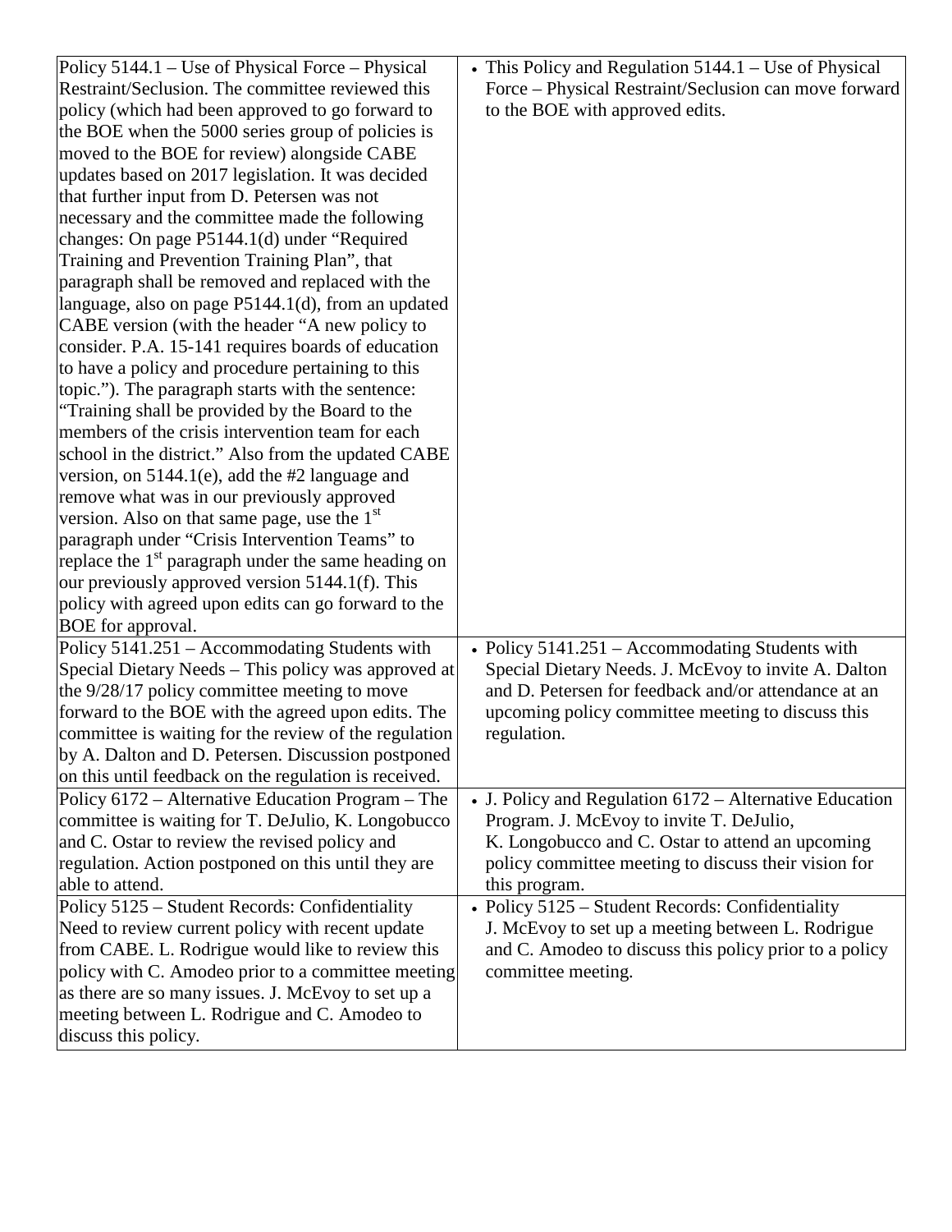| | |
|---|---|
| Policy 5144.1 – Use of Physical Force – Physical Restraint/Seclusion. The committee reviewed this policy (which had been approved to go forward to the BOE when the 5000 series group of policies is moved to the BOE for review) alongside CABE updates based on 2017 legislation. It was decided that further input from D. Petersen was not necessary and the committee made the following changes: On page P5144.1(d) under "Required Training and Prevention Training Plan", that paragraph shall be removed and replaced with the language, also on page P5144.1(d), from an updated CABE version (with the header "A new policy to consider. P.A. 15-141 requires boards of education to have a policy and procedure pertaining to this topic."). The paragraph starts with the sentence: "Training shall be provided by the Board to the members of the crisis intervention team for each school in the district." Also from the updated CABE version, on 5144.1(e), add the #2 language and remove what was in our previously approved version. Also on that same page, use the 1st paragraph under "Crisis Intervention Teams" to replace the 1st paragraph under the same heading on our previously approved version 5144.1(f). This policy with agreed upon edits can go forward to the BOE for approval. | • This Policy and Regulation 5144.1 – Use of Physical Force – Physical Restraint/Seclusion can move forward to the BOE with approved edits. |
| Policy 5141.251 – Accommodating Students with Special Dietary Needs – This policy was approved at the 9/28/17 policy committee meeting to move forward to the BOE with the agreed upon edits. The committee is waiting for the review of the regulation by A. Dalton and D. Petersen. Discussion postponed on this until feedback on the regulation is received. | • Policy 5141.251 – Accommodating Students with Special Dietary Needs. J. McEvoy to invite A. Dalton and D. Petersen for feedback and/or attendance at an upcoming policy committee meeting to discuss this regulation. |
| Policy 6172 – Alternative Education Program – The committee is waiting for T. DeJulio, K. Longobucco and C. Ostar to review the revised policy and regulation. Action postponed on this until they are able to attend. | • J. Policy and Regulation 6172 – Alternative Education Program. J. McEvoy to invite T. DeJulio, K. Longobucco and C. Ostar to attend an upcoming policy committee meeting to discuss their vision for this program. |
| Policy 5125 – Student Records: Confidentiality Need to review current policy with recent update from CABE. L. Rodrigue would like to review this policy with C. Amodeo prior to a committee meeting as there are so many issues. J. McEvoy to set up a meeting between L. Rodrigue and C. Amodeo to discuss this policy. | • Policy 5125 – Student Records: Confidentiality J. McEvoy to set up a meeting between L. Rodrigue and C. Amodeo to discuss this policy prior to a policy committee meeting. |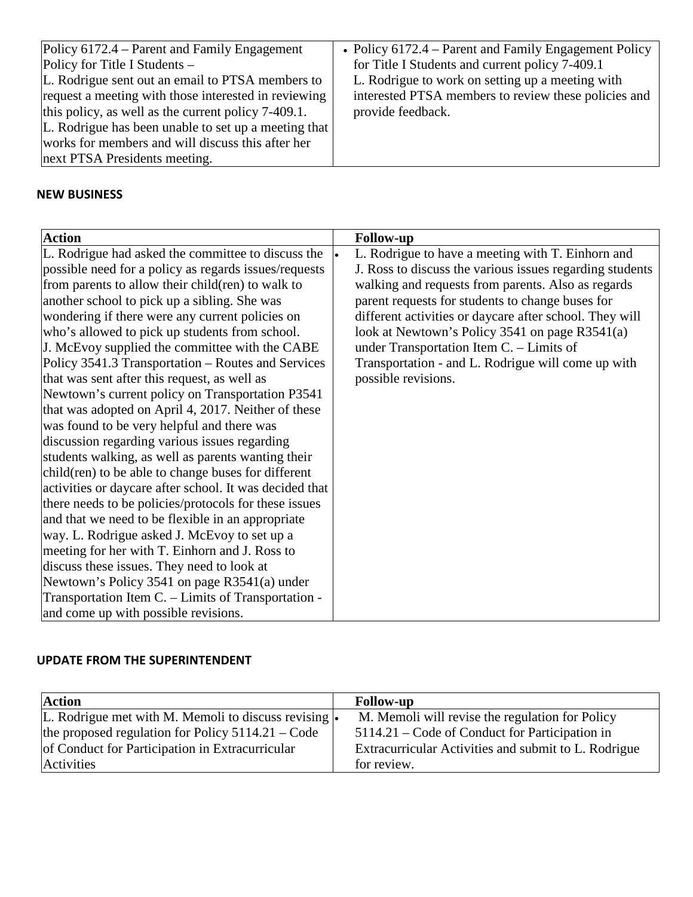| Policy 6172.4 – Parent and Family Engagement Policy for Title I Students – L. Rodrigue sent out an email to PTSA members to request a meeting with those interested in reviewing this policy, as well as the current policy 7-409.1. L. Rodrigue has been unable to set up a meeting that works for members and will discuss this after her next PTSA Presidents meeting. | • Policy 6172.4 – Parent and Family Engagement Policy for Title I Students and current policy 7-409.1 L. Rodrigue to work on setting up a meeting with interested PTSA members to review these policies and provide feedback. |
|---|---|

## NEW BUSINESS

| Action | Follow-up |
|---|---|
| L. Rodrigue had asked the committee to discuss the possible need for a policy as regards issues/requests from parents to allow their child(ren) to walk to another school to pick up a sibling. She was wondering if there were any current policies on who's allowed to pick up students from school. J. McEvoy supplied the committee with the CABE Policy 3541.3 Transportation – Routes and Services that was sent after this request, as well as Newtown's current policy on Transportation P3541 that was adopted on April 4, 2017. Neither of these was found to be very helpful and there was discussion regarding various issues regarding students walking, as well as parents wanting their child(ren) to be able to change buses for different activities or daycare after school. It was decided that there needs to be policies/protocols for these issues and that we need to be flexible in an appropriate way. L. Rodrigue asked J. McEvoy to set up a meeting for her with T. Einhorn and J. Ross to discuss these issues. They need to look at Newtown's Policy 3541 on page R3541(a) under Transportation Item C. – Limits of Transportation - and come up with possible revisions. | • L. Rodrigue to have a meeting with T. Einhorn and J. Ross to discuss the various issues regarding students walking and requests from parents. Also as regards parent requests for students to change buses for different activities or daycare after school. They will look at Newtown's Policy 3541 on page R3541(a) under Transportation Item C. – Limits of Transportation - and L. Rodrigue will come up with possible revisions. |

## UPDATE FROM THE SUPERINTENDENT

| Action | Follow-up |
|---|---|
| L. Rodrigue met with M. Memoli to discuss revising the proposed regulation for Policy 5114.21 – Code of Conduct for Participation in Extracurricular Activities | • M. Memoli will revise the regulation for Policy 5114.21 – Code of Conduct for Participation in Extracurricular Activities and submit to L. Rodrigue for review. |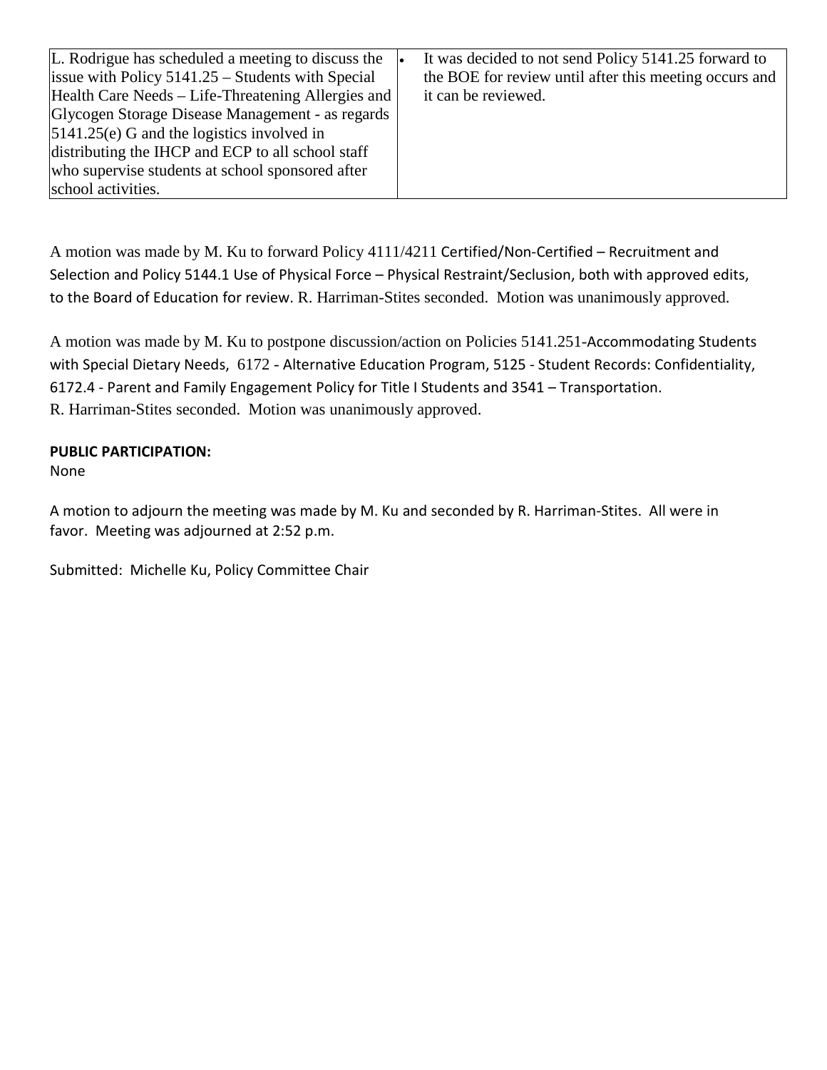| | |
|---|---|
| L. Rodrigue has scheduled a meeting to discuss the issue with Policy 5141.25 – Students with Special Health Care Needs – Life-Threatening Allergies and Glycogen Storage Disease Management - as regards 5141.25(e) G and the logistics involved in distributing the IHCP and ECP to all school staff who supervise students at school sponsored after school activities. | • It was decided to not send Policy 5141.25 forward to the BOE for review until after this meeting occurs and it can be reviewed. |

A motion was made by M. Ku to forward Policy 4111/4211 Certified/Non-Certified – Recruitment and Selection and Policy 5144.1 Use of Physical Force – Physical Restraint/Seclusion, both with approved edits, to the Board of Education for review. R. Harriman-Stites seconded. Motion was unanimously approved.

A motion was made by M. Ku to postpone discussion/action on Policies 5141.251-Accommodating Students with Special Dietary Needs, 6172 - Alternative Education Program, 5125 - Student Records: Confidentiality, 6172.4 - Parent and Family Engagement Policy for Title I Students and 3541 – Transportation. R. Harriman-Stites seconded. Motion was unanimously approved.

**PUBLIC PARTICIPATION:**

None

A motion to adjourn the meeting was made by M. Ku and seconded by R. Harriman-Stites. All were in favor. Meeting was adjourned at 2:52 p.m.

Submitted: Michelle Ku, Policy Committee Chair